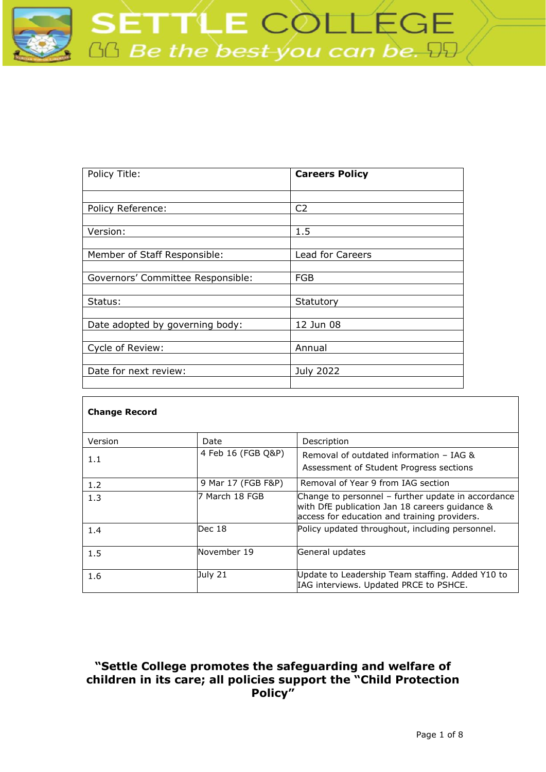# SETTLE COLLEGE

*"Be the best you can be."*

| Policy Title: | **Careers Policy** |
| --- | --- |
| Policy Reference: | C2 |
| Version: | 1.5 |
| Member of Staff Responsible: | Lead for Careers |
| Governors' Committee Responsible: | FGB |
| Status: | Statutory |
| Date adopted by governing body: | 12 Jun 08 |
| Cycle of Review: | Annual |
| Date for next review: | July 2022 |

**Change Record**

| Version | Date | Description |
| --- | --- | --- |
| 1.1 | 4 Feb 16 (FGB Q&P) | Removal of outdated information – IAG & Assessment of Student Progress sections |
| 1.2 | 9 Mar 17 (FGB F&P) | Removal of Year 9 from IAG section |
| 1.3 | 7 March 18 FGB | Change to personnel – further update in accordance with DfE publication Jan 18 careers guidance & access for education and training providers. |
| 1.4 | Dec 18 | Policy updated throughout, including personnel. |
| 1.5 | November 19 | General updates |
| 1.6 | July 21 | Update to Leadership Team staffing. Added Y10 to IAG interviews. Updated PRCE to PSHCE. |

**"Settle College promotes the safeguarding and welfare of children in its care; all policies support the "Child Protection Policy"**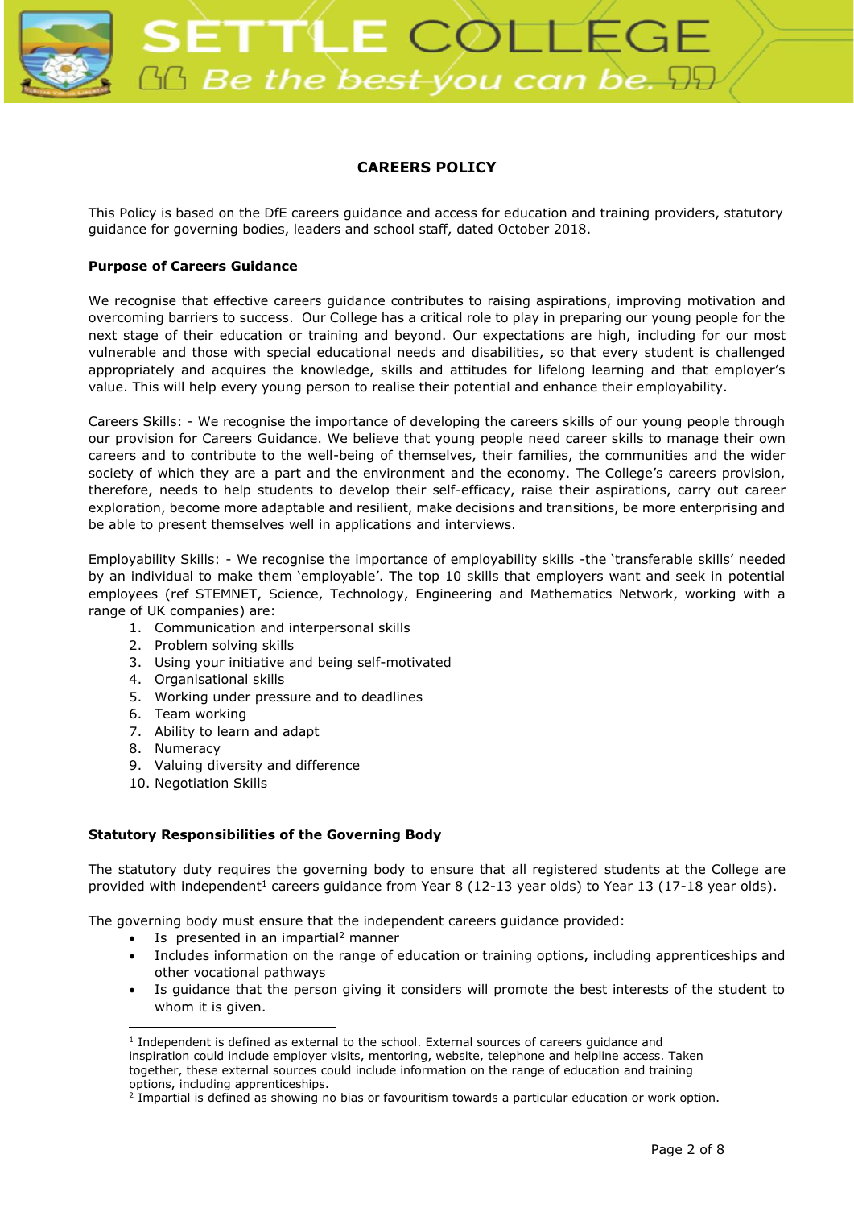# CAREERS POLICY

This Policy is based on the DfE careers guidance and access for education and training providers, statutory guidance for governing bodies, leaders and school staff, dated October 2018.

**Purpose of Careers Guidance**

We recognise that effective careers guidance contributes to raising aspirations, improving motivation and overcoming barriers to success. Our College has a critical role to play in preparing our young people for the next stage of their education or training and beyond. Our expectations are high, including for our most vulnerable and those with special educational needs and disabilities, so that every student is challenged appropriately and acquires the knowledge, skills and attitudes for lifelong learning and that employer's value. This will help every young person to realise their potential and enhance their employability.

Careers Skills: - We recognise the importance of developing the careers skills of our young people through our provision for Careers Guidance. We believe that young people need career skills to manage their own careers and to contribute to the well-being of themselves, their families, the communities and the wider society of which they are a part and the environment and the economy. The College's careers provision, therefore, needs to help students to develop their self-efficacy, raise their aspirations, carry out career exploration, become more adaptable and resilient, make decisions and transitions, be more enterprising and be able to present themselves well in applications and interviews.

Employability Skills: - We recognise the importance of employability skills -the 'transferable skills' needed by an individual to make them 'employable'. The top 10 skills that employers want and seek in potential employees (ref STEMNET, Science, Technology, Engineering and Mathematics Network, working with a range of UK companies) are:

1. Communication and interpersonal skills
2. Problem solving skills
3. Using your initiative and being self-motivated
4. Organisational skills
5. Working under pressure and to deadlines
6. Team working
7. Ability to learn and adapt
8. Numeracy
9. Valuing diversity and difference
10. Negotiation Skills

**Statutory Responsibilities of the Governing Body**

The statutory duty requires the governing body to ensure that all registered students at the College are provided with independent[1] careers guidance from Year 8 (12-13 year olds) to Year 13 (17-18 year olds).

The governing body must ensure that the independent careers guidance provided:

- Is presented in an impartial[2] manner
- Includes information on the range of education or training options, including apprenticeships and other vocational pathways
- Is guidance that the person giving it considers will promote the best interests of the student to whom it is given.

[1] Independent is defined as external to the school. External sources of careers guidance and inspiration could include employer visits, mentoring, website, telephone and helpline access. Taken together, these external sources could include information on the range of education and training options, including apprenticeships.

[2] Impartial is defined as showing no bias or favouritism towards a particular education or work option.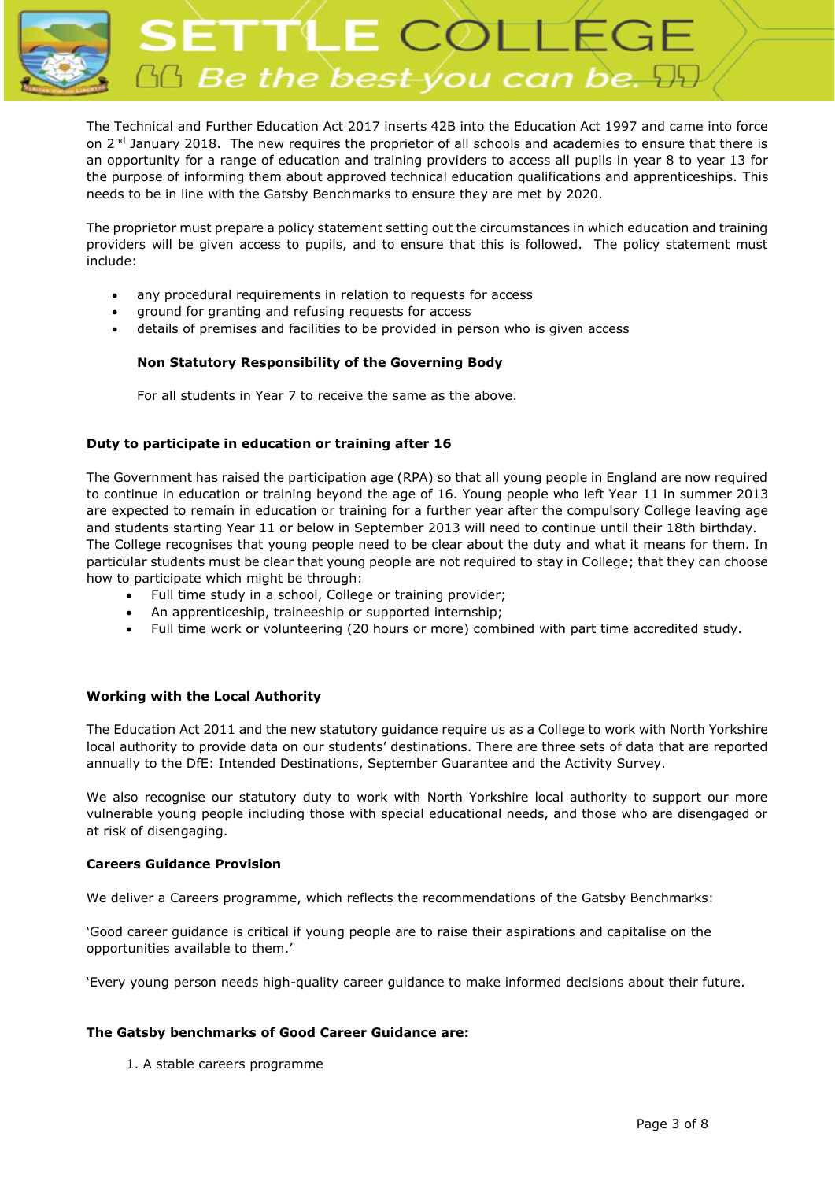The Technical and Further Education Act 2017 inserts 42B into the Education Act 1997 and came into force on 2nd January 2018. The new requires the proprietor of all schools and academies to ensure that there is an opportunity for a range of education and training providers to access all pupils in year 8 to year 13 for the purpose of informing them about approved technical education qualifications and apprenticeships. This needs to be in line with the Gatsby Benchmarks to ensure they are met by 2020.

The proprietor must prepare a policy statement setting out the circumstances in which education and training providers will be given access to pupils, and to ensure that this is followed. The policy statement must include:

- any procedural requirements in relation to requests for access
- ground for granting and refusing requests for access
- details of premises and facilities to be provided in person who is given access

**Non Statutory Responsibility of the Governing Body**

For all students in Year 7 to receive the same as the above.

**Duty to participate in education or training after 16**

The Government has raised the participation age (RPA) so that all young people in England are now required to continue in education or training beyond the age of 16. Young people who left Year 11 in summer 2013 are expected to remain in education or training for a further year after the compulsory College leaving age and students starting Year 11 or below in September 2013 will need to continue until their 18th birthday. The College recognises that young people need to be clear about the duty and what it means for them. In particular students must be clear that young people are not required to stay in College; that they can choose how to participate which might be through:

- Full time study in a school, College or training provider;
- An apprenticeship, traineeship or supported internship;
- Full time work or volunteering (20 hours or more) combined with part time accredited study.

**Working with the Local Authority**

The Education Act 2011 and the new statutory guidance require us as a College to work with North Yorkshire local authority to provide data on our students' destinations. There are three sets of data that are reported annually to the DfE: Intended Destinations, September Guarantee and the Activity Survey.

We also recognise our statutory duty to work with North Yorkshire local authority to support our more vulnerable young people including those with special educational needs, and those who are disengaged or at risk of disengaging.

**Careers Guidance Provision**

We deliver a Careers programme, which reflects the recommendations of the Gatsby Benchmarks:

'Good career guidance is critical if young people are to raise their aspirations and capitalise on the opportunities available to them.'

'Every young person needs high-quality career guidance to make informed decisions about their future.

**The Gatsby benchmarks of Good Career Guidance are:**

1. A stable careers programme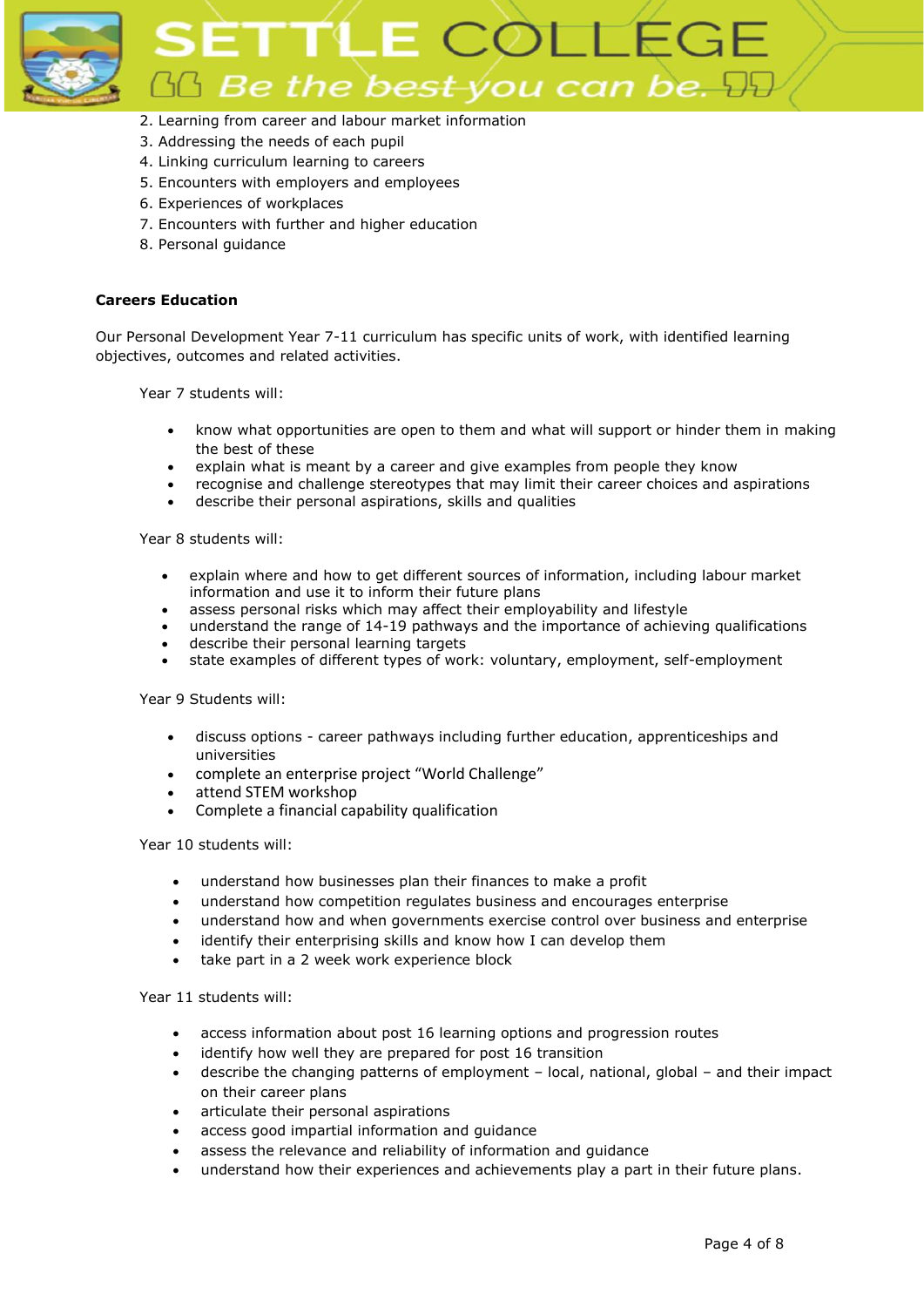2. Learning from career and labour market information
3. Addressing the needs of each pupil
4. Linking curriculum learning to careers
5. Encounters with employers and employees
6. Experiences of workplaces
7. Encounters with further and higher education
8. Personal guidance

**Careers Education**

Our Personal Development Year 7-11 curriculum has specific units of work, with identified learning objectives, outcomes and related activities.

Year 7 students will:

- know what opportunities are open to them and what will support or hinder them in making the best of these
- explain what is meant by a career and give examples from people they know
- recognise and challenge stereotypes that may limit their career choices and aspirations
- describe their personal aspirations, skills and qualities

Year 8 students will:

- explain where and how to get different sources of information, including labour market information and use it to inform their future plans
- assess personal risks which may affect their employability and lifestyle
- understand the range of 14-19 pathways and the importance of achieving qualifications
- describe their personal learning targets
- state examples of different types of work: voluntary, employment, self-employment

Year 9 Students will:

- discuss options - career pathways including further education, apprenticeships and universities
- complete an enterprise project "World Challenge"
- attend STEM workshop
- Complete a financial capability qualification

Year 10 students will:

- understand how businesses plan their finances to make a profit
- understand how competition regulates business and encourages enterprise
- understand how and when governments exercise control over business and enterprise
- identify their enterprising skills and know how I can develop them
- take part in a 2 week work experience block

Year 11 students will:

- access information about post 16 learning options and progression routes
- identify how well they are prepared for post 16 transition
- describe the changing patterns of employment – local, national, global – and their impact on their career plans
- articulate their personal aspirations
- access good impartial information and guidance
- assess the relevance and reliability of information and guidance
- understand how their experiences and achievements play a part in their future plans.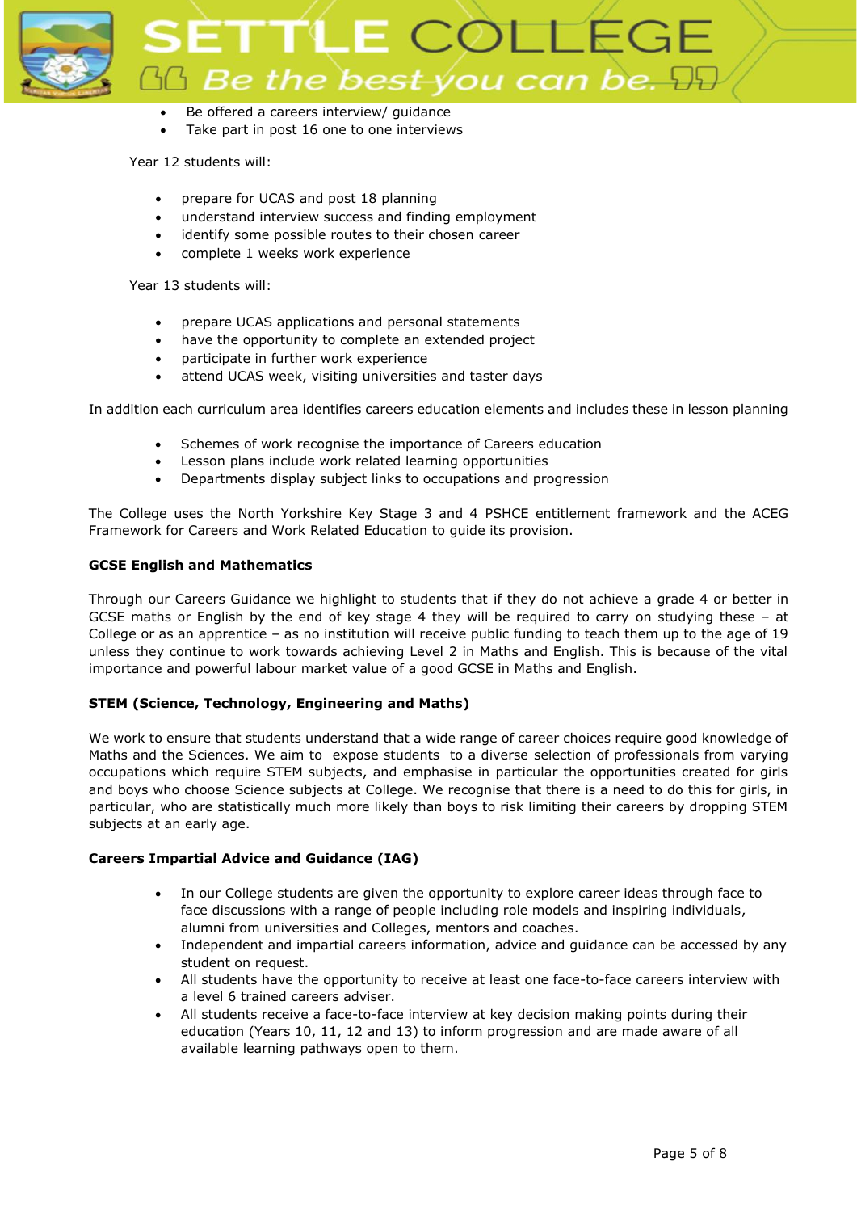- Be offered a careers interview/ guidance
- Take part in post 16 one to one interviews

Year 12 students will:

- prepare for UCAS and post 18 planning
- understand interview success and finding employment
- identify some possible routes to their chosen career
- complete 1 weeks work experience

Year 13 students will:

- prepare UCAS applications and personal statements
- have the opportunity to complete an extended project
- participate in further work experience
- attend UCAS week, visiting universities and taster days

In addition each curriculum area identifies careers education elements and includes these in lesson planning

- Schemes of work recognise the importance of Careers education
- Lesson plans include work related learning opportunities
- Departments display subject links to occupations and progression

The College uses the North Yorkshire Key Stage 3 and 4 PSHCE entitlement framework and the ACEG Framework for Careers and Work Related Education to guide its provision.

**GCSE English and Mathematics**

Through our Careers Guidance we highlight to students that if they do not achieve a grade 4 or better in GCSE maths or English by the end of key stage 4 they will be required to carry on studying these – at College or as an apprentice – as no institution will receive public funding to teach them up to the age of 19 unless they continue to work towards achieving Level 2 in Maths and English. This is because of the vital importance and powerful labour market value of a good GCSE in Maths and English.

**STEM (Science, Technology, Engineering and Maths)**

We work to ensure that students understand that a wide range of career choices require good knowledge of Maths and the Sciences. We aim to expose students to a diverse selection of professionals from varying occupations which require STEM subjects, and emphasise in particular the opportunities created for girls and boys who choose Science subjects at College. We recognise that there is a need to do this for girls, in particular, who are statistically much more likely than boys to risk limiting their careers by dropping STEM subjects at an early age.

**Careers Impartial Advice and Guidance (IAG)**

- In our College students are given the opportunity to explore career ideas through face to face discussions with a range of people including role models and inspiring individuals, alumni from universities and Colleges, mentors and coaches.
- Independent and impartial careers information, advice and guidance can be accessed by any student on request.
- All students have the opportunity to receive at least one face-to-face careers interview with a level 6 trained careers adviser.
- All students receive a face-to-face interview at key decision making points during their education (Years 10, 11, 12 and 13) to inform progression and are made aware of all available learning pathways open to them.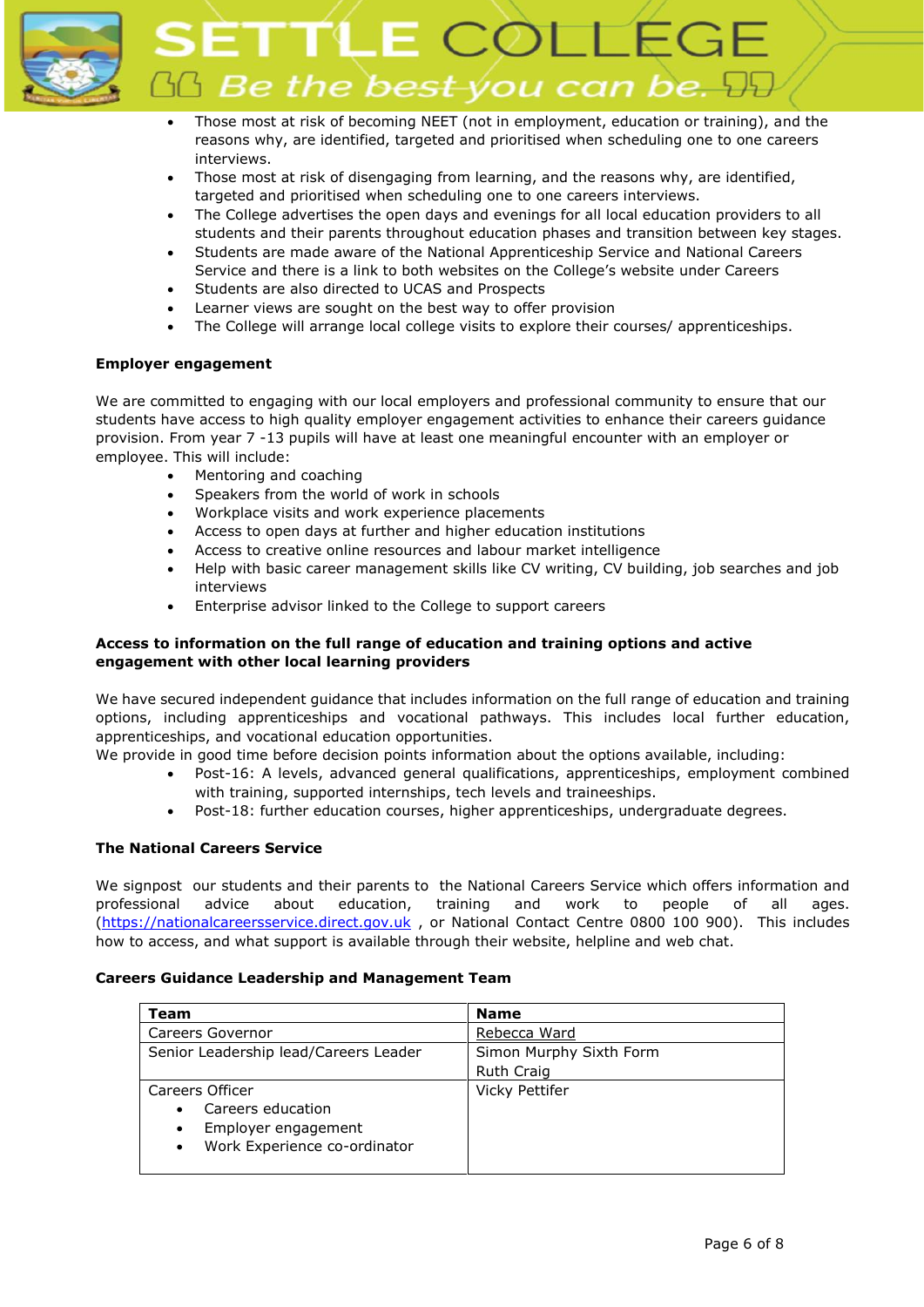- Those most at risk of becoming NEET (not in employment, education or training), and the reasons why, are identified, targeted and prioritised when scheduling one to one careers interviews.
- Those most at risk of disengaging from learning, and the reasons why, are identified, targeted and prioritised when scheduling one to one careers interviews.
- The College advertises the open days and evenings for all local education providers to all students and their parents throughout education phases and transition between key stages.
- Students are made aware of the National Apprenticeship Service and National Careers Service and there is a link to both websites on the College's website under Careers
- Students are also directed to UCAS and Prospects
- Learner views are sought on the best way to offer provision
- The College will arrange local college visits to explore their courses/ apprenticeships.

**Employer engagement**

We are committed to engaging with our local employers and professional community to ensure that our students have access to high quality employer engagement activities to enhance their careers guidance provision. From year 7 -13 pupils will have at least one meaningful encounter with an employer or employee. This will include:

- Mentoring and coaching
- Speakers from the world of work in schools
- Workplace visits and work experience placements
- Access to open days at further and higher education institutions
- Access to creative online resources and labour market intelligence
- Help with basic career management skills like CV writing, CV building, job searches and job interviews
- Enterprise advisor linked to the College to support careers

**Access to information on the full range of education and training options and active engagement with other local learning providers**

We have secured independent guidance that includes information on the full range of education and training options, including apprenticeships and vocational pathways. This includes local further education, apprenticeships, and vocational education opportunities.
We provide in good time before decision points information about the options available, including:

- Post-16: A levels, advanced general qualifications, apprenticeships, employment combined with training, supported internships, tech levels and traineeships.
- Post-18: further education courses, higher apprenticeships, undergraduate degrees.

**The National Careers Service**

We signpost our students and their parents to the National Careers Service which offers information and professional advice about education, training and work to people of all ages. (https://nationalcareersservice.direct.gov.uk , or National Contact Centre 0800 100 900). This includes how to access, and what support is available through their website, helpline and web chat.

**Careers Guidance Leadership and Management Team**

| Team | Name |
|---|---|
| Careers Governor | Rebecca Ward |
| Senior Leadership lead/Careers Leader | Simon Murphy Sixth Form<br>Ruth Craig |
| Careers Officer<br>• Careers education<br>• Employer engagement<br>• Work Experience co-ordinator | Vicky Pettifer |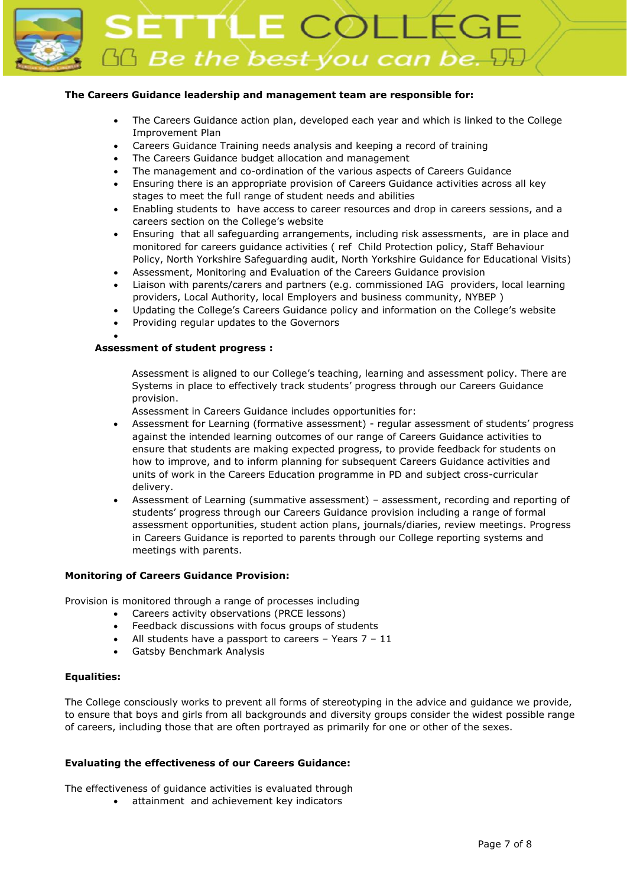**The Careers Guidance leadership and management team are responsible for:**

- The Careers Guidance action plan, developed each year and which is linked to the College Improvement Plan
- Careers Guidance Training needs analysis and keeping a record of training
- The Careers Guidance budget allocation and management
- The management and co-ordination of the various aspects of Careers Guidance
- Ensuring there is an appropriate provision of Careers Guidance activities across all key stages to meet the full range of student needs and abilities
- Enabling students to have access to career resources and drop in careers sessions, and a careers section on the College's website
- Ensuring that all safeguarding arrangements, including risk assessments, are in place and monitored for careers guidance activities ( ref Child Protection policy, Staff Behaviour Policy, North Yorkshire Safeguarding audit, North Yorkshire Guidance for Educational Visits)
- Assessment, Monitoring and Evaluation of the Careers Guidance provision
- Liaison with parents/carers and partners (e.g. commissioned IAG providers, local learning providers, Local Authority, local Employers and business community, NYBEP )
- Updating the College's Careers Guidance policy and information on the College's website
- Providing regular updates to the Governors

**Assessment of student progress :**

Assessment is aligned to our College's teaching, learning and assessment policy. There are Systems in place to effectively track students' progress through our Careers Guidance provision.

Assessment in Careers Guidance includes opportunities for:

- Assessment for Learning (formative assessment) - regular assessment of students' progress against the intended learning outcomes of our range of Careers Guidance activities to ensure that students are making expected progress, to provide feedback for students on how to improve, and to inform planning for subsequent Careers Guidance activities and units of work in the Careers Education programme in PD and subject cross-curricular delivery.
- Assessment of Learning (summative assessment) – assessment, recording and reporting of students' progress through our Careers Guidance provision including a range of formal assessment opportunities, student action plans, journals/diaries, review meetings. Progress in Careers Guidance is reported to parents through our College reporting systems and meetings with parents.

**Monitoring of Careers Guidance Provision:**

Provision is monitored through a range of processes including

- Careers activity observations (PRCE lessons)
- Feedback discussions with focus groups of students
- All students have a passport to careers – Years 7 – 11
- Gatsby Benchmark Analysis

**Equalities:**

The College consciously works to prevent all forms of stereotyping in the advice and guidance we provide, to ensure that boys and girls from all backgrounds and diversity groups consider the widest possible range of careers, including those that are often portrayed as primarily for one or other of the sexes.

**Evaluating the effectiveness of our Careers Guidance:**

The effectiveness of guidance activities is evaluated through

- attainment and achievement key indicators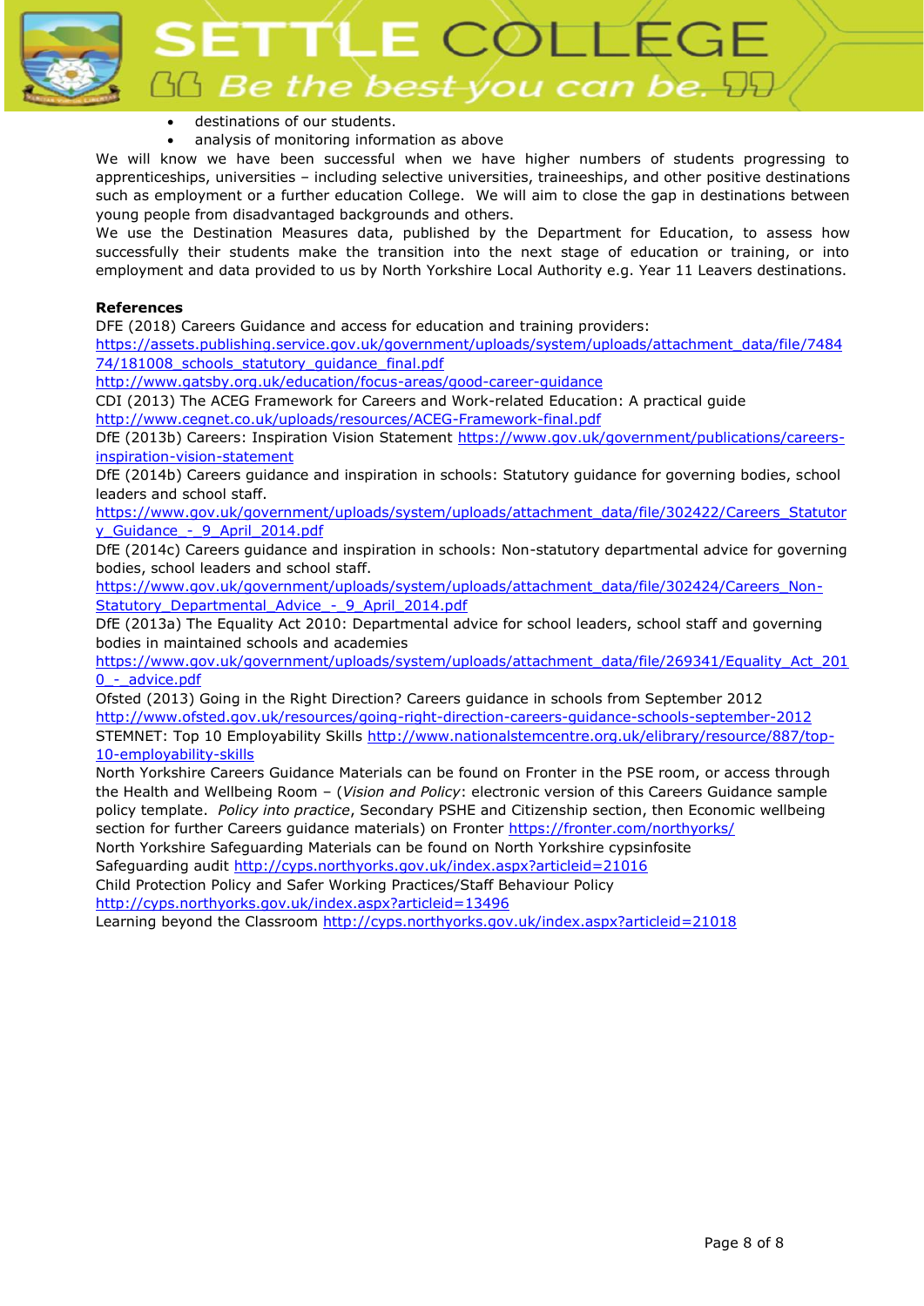- destinations of our students.
- analysis of monitoring information as above

We will know we have been successful when we have higher numbers of students progressing to apprenticeships, universities – including selective universities, traineeships, and other positive destinations such as employment or a further education College. We will aim to close the gap in destinations between young people from disadvantaged backgrounds and others.

We use the Destination Measures data, published by the Department for Education, to assess how successfully their students make the transition into the next stage of education or training, or into employment and data provided to us by North Yorkshire Local Authority e.g. Year 11 Leavers destinations.

**References**

DFE (2018) Careers Guidance and access for education and training providers: https://assets.publishing.service.gov.uk/government/uploads/system/uploads/attachment_data/file/748474/181008_schools_statutory_guidance_final.pdf

http://www.gatsby.org.uk/education/focus-areas/good-career-guidance

CDI (2013) The ACEG Framework for Careers and Work-related Education: A practical guide http://www.cegnet.co.uk/uploads/resources/ACEG-Framework-final.pdf

DfE (2013b) Careers: Inspiration Vision Statement https://www.gov.uk/government/publications/careers-inspiration-vision-statement

DfE (2014b) Careers guidance and inspiration in schools: Statutory guidance for governing bodies, school leaders and school staff.
https://www.gov.uk/government/uploads/system/uploads/attachment_data/file/302422/Careers_Statutory_Guidance_-_9_April_2014.pdf

DfE (2014c) Careers guidance and inspiration in schools: Non-statutory departmental advice for governing bodies, school leaders and school staff.
https://www.gov.uk/government/uploads/system/uploads/attachment_data/file/302424/Careers_Non-Statutory_Departmental_Advice_-_9_April_2014.pdf

DfE (2013a) The Equality Act 2010: Departmental advice for school leaders, school staff and governing bodies in maintained schools and academies
https://www.gov.uk/government/uploads/system/uploads/attachment_data/file/269341/Equality_Act_2010_-_advice.pdf

Ofsted (2013) Going in the Right Direction? Careers guidance in schools from September 2012
http://www.ofsted.gov.uk/resources/going-right-direction-careers-guidance-schools-september-2012

STEMNET: Top 10 Employability Skills http://www.nationalstemcentre.org.uk/elibrary/resource/887/top-10-employability-skills

North Yorkshire Careers Guidance Materials can be found on Fronter in the PSE room, or access through the Health and Wellbeing Room – (*Vision and Policy*: electronic version of this Careers Guidance sample policy template. *Policy into practice*, Secondary PSHE and Citizenship section, then Economic wellbeing section for further Careers guidance materials) on Fronter https://fronter.com/northyorks/

North Yorkshire Safeguarding Materials can be found on North Yorkshire cypsinfosite

Safeguarding audit http://cyps.northyorks.gov.uk/index.aspx?articleid=21016

Child Protection Policy and Safer Working Practices/Staff Behaviour Policy
http://cyps.northyorks.gov.uk/index.aspx?articleid=13496

Learning beyond the Classroom http://cyps.northyorks.gov.uk/index.aspx?articleid=21018